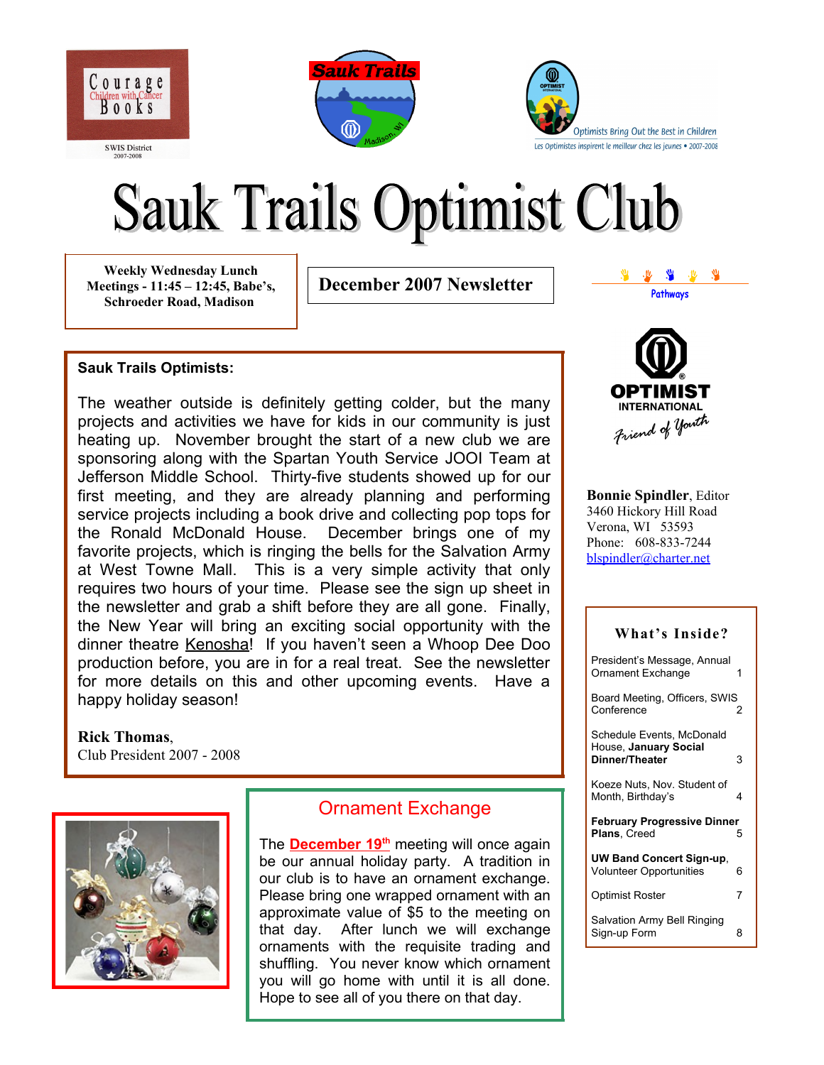Courage Children with Cancer Books

SWIS District 2007-2008

Sauk Trails

Optimists Bring Out the Best in Children

Les Optimistes inspirent le meilleur chez les jeunes • 2007-2008

# Sauk Trails Optimist Club

**Weekly Wednesday Lunch Meetings - 11:45 – 12:45, Babe's, Schroeder Road, Madison**

**December 2007 Newsletter**

Pathways

OPTIMIST INTERNATIONAL

Friend of Youth

**Sauk Trails Optimists:**

The weather outside is definitely getting colder, but the many projects and activities we have for kids in our community is just heating up. November brought the start of a new club we are sponsoring along with the Spartan Youth Service JOOI Team at Jefferson Middle School. Thirty-five students showed up for our first meeting, and they are already planning and performing service projects including a book drive and collecting pop tops for the Ronald McDonald House. December brings one of my favorite projects, which is ringing the bells for the Salvation Army at West Towne Mall. This is a very simple activity that only requires two hours of your time. Please see the sign up sheet in the newsletter and grab a shift before they are all gone. Finally, the New Year will bring an exciting social opportunity with the dinner theatre Kenosha! If you haven't seen a Whoop Dee Doo production before, you are in for a real treat. See the newsletter for more details on this and other upcoming events. Have a happy holiday season!

**Rick Thomas**,
Club President 2007 - 2008

**Bonnie Spindler**, Editor
3460 Hickory Hill Road
Verona, WI 53593
Phone: 608-833-7244
blspindler@charter.net

## What's Inside?

| | |
|---|---|
| President's Message, Annual Ornament Exchange | 1 |
| Board Meeting, Officers, SWIS Conference | 2 |
| Schedule Events, McDonald House, **January Social Dinner/Theater** | 3 |
| Koeze Nuts, Nov. Student of Month, Birthday's | 4 |
| **February Progressive Dinner Plans**, Creed | 5 |
| **UW Band Concert Sign-up**, Volunteer Opportunities | 6 |
| Optimist Roster | 7 |
| Salvation Army Bell Ringing Sign-up Form | 8 |

## Ornament Exchange

The **December 19th** meeting will once again be our annual holiday party. A tradition in our club is to have an ornament exchange. Please bring one wrapped ornament with an approximate value of $5 to the meeting on that day. After lunch we will exchange ornaments with the requisite trading and shuffling. You never know which ornament you will go home with until it is all done. Hope to see all of you there on that day.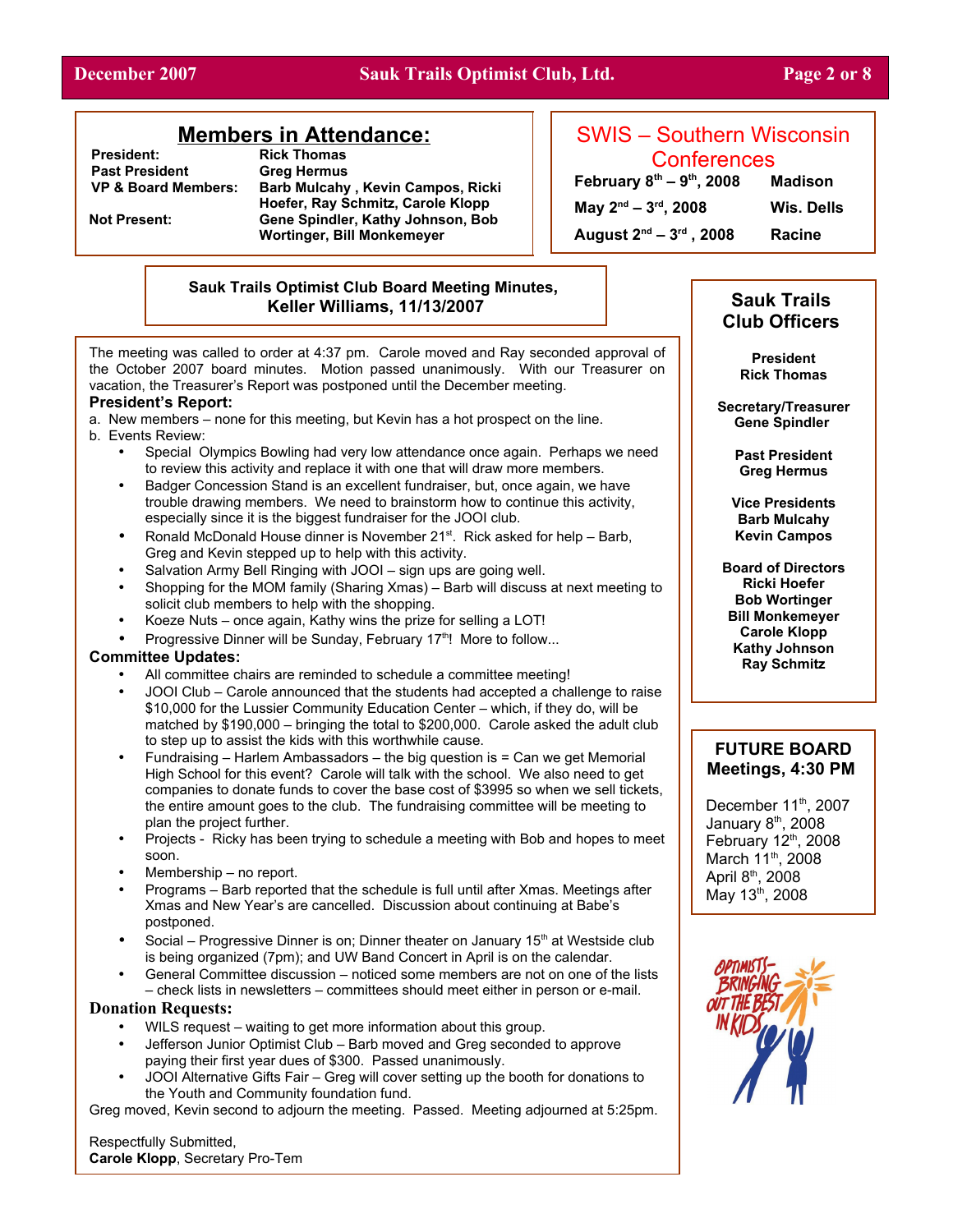## Members in Attendance:

| | |
|---|---|
| **President:** | **Rick Thomas** |
| **Past President** | **Greg Hermus** |
| **VP & Board Members:** | **Barb Mulcahy , Kevin Campos, Ricki Hoefer, Ray Schmitz, Carole Klopp** |
| **Not Present:** | **Gene Spindler, Kathy Johnson, Bob Wortinger, Bill Monkemeyer** |

## SWIS – Southern Wisconsin Conferences

| | |
|---|---|
| **February 8th – 9th, 2008** | **Madison** |
| **May 2nd – 3rd, 2008** | **Wis. Dells** |
| **August 2nd – 3rd , 2008** | **Racine** |

### Sauk Trails Optimist Club Board Meeting Minutes, Keller Williams, 11/13/2007

The meeting was called to order at 4:37 pm. Carole moved and Ray seconded approval of the October 2007 board minutes. Motion passed unanimously. With our Treasurer on vacation, the Treasurer's Report was postponed until the December meeting.

**President's Report:**

a. New members – none for this meeting, but Kevin has a hot prospect on the line.

b. Events Review:

- Special Olympics Bowling had very low attendance once again. Perhaps we need to review this activity and replace it with one that will draw more members.
- Badger Concession Stand is an excellent fundraiser, but, once again, we have trouble drawing members. We need to brainstorm how to continue this activity, especially since it is the biggest fundraiser for the JOOI club.
- Ronald McDonald House dinner is November 21st. Rick asked for help – Barb, Greg and Kevin stepped up to help with this activity.
- Salvation Army Bell Ringing with JOOI – sign ups are going well.
- Shopping for the MOM family (Sharing Xmas) – Barb will discuss at next meeting to solicit club members to help with the shopping.
- Koeze Nuts – once again, Kathy wins the prize for selling a LOT!
- Progressive Dinner will be Sunday, February 17th! More to follow...

**Committee Updates:**

- All committee chairs are reminded to schedule a committee meeting!
- JOOI Club – Carole announced that the students had accepted a challenge to raise $10,000 for the Lussier Community Education Center – which, if they do, will be matched by $190,000 – bringing the total to $200,000. Carole asked the adult club to step up to assist the kids with this worthwhile cause.
- Fundraising – Harlem Ambassadors – the big question is = Can we get Memorial High School for this event? Carole will talk with the school. We also need to get companies to donate funds to cover the base cost of $3995 so when we sell tickets, the entire amount goes to the club. The fundraising committee will be meeting to plan the project further.
- Projects - Ricky has been trying to schedule a meeting with Bob and hopes to meet soon.
- Membership – no report.
- Programs – Barb reported that the schedule is full until after Xmas. Meetings after Xmas and New Year's are cancelled. Discussion about continuing at Babe's postponed.
- Social – Progressive Dinner is on; Dinner theater on January 15th at Westside club is being organized (7pm); and UW Band Concert in April is on the calendar.
- General Committee discussion – noticed some members are not on one of the lists – check lists in newsletters – committees should meet either in person or e-mail.

**Donation Requests:**

- WILS request – waiting to get more information about this group.
- Jefferson Junior Optimist Club – Barb moved and Greg seconded to approve paying their first year dues of $300. Passed unanimously.
- JOOI Alternative Gifts Fair – Greg will cover setting up the booth for donations to the Youth and Community foundation fund.

Greg moved, Kevin second to adjourn the meeting. Passed. Meeting adjourned at 5:25pm.

Respectfully Submitted,
**Carole Klopp**, Secretary Pro-Tem

## Sauk Trails Club Officers

**President**
**Rick Thomas**

**Secretary/Treasurer**
**Gene Spindler**

**Past President**
**Greg Hermus**

**Vice Presidents**
**Barb Mulcahy**
**Kevin Campos**

**Board of Directors**
**Ricki Hoefer**
**Bob Wortinger**
**Bill Monkemeyer**
**Carole Klopp**
**Kathy Johnson**
**Ray Schmitz**

## FUTURE BOARD Meetings, 4:30 PM

December 11th, 2007
January 8th, 2008
February 12th, 2008
March 11th, 2008
April 8th, 2008
May 13th, 2008

OPTIMISTS– BRINGING OUT THE BEST IN KIDS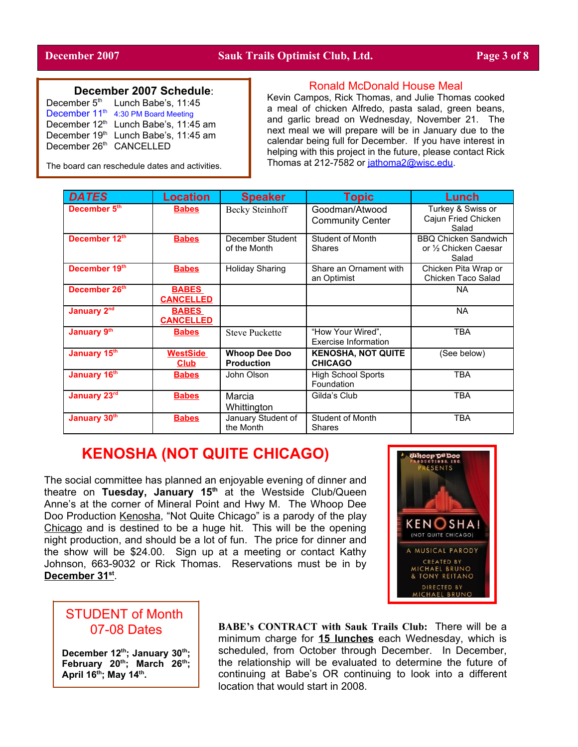## December 2007 Schedule:

December 5th Lunch Babe's, 11:45
December 11th 4:30 PM Board Meeting
December 12th Lunch Babe's, 11:45 am
December 19th Lunch Babe's, 11:45 am
December 26th CANCELLED

The board can reschedule dates and activities.

## Ronald McDonald House Meal

Kevin Campos, Rick Thomas, and Julie Thomas cooked a meal of chicken Alfredo, pasta salad, green beans, and garlic bread on Wednesday, November 21. The next meal we will prepare will be in January due to the calendar being full for December. If you have interest in helping with this project in the future, please contact Rick Thomas at 212-7582 or jathoma2@wisc.edu.

| DATES | Location | Speaker | Topic | Lunch |
|---|---|---|---|---|
| December 5th | Babes | Becky Steinhoff | Goodman/Atwood Community Center | Turkey & Swiss or Cajun Fried Chicken Salad |
| December 12th | Babes | December Student of the Month | Student of Month Shares | BBQ Chicken Sandwich or ½ Chicken Caesar Salad |
| December 19th | Babes | Holiday Sharing | Share an Ornament with an Optimist | Chicken Pita Wrap or Chicken Taco Salad |
| December 26th | BABES CANCELLED | | | NA |
| January 2nd | BABES CANCELLED | | | NA |
| January 9th | Babes | Steve Puckette | "How Your Wired", Exercise Information | TBA |
| January 15th | WestSide Club | **Whoop Dee Doo Production** | **KENOSHA, NOT QUITE CHICAGO** | (See below) |
| January 16th | Babes | John Olson | High School Sports Foundation | TBA |
| January 23rd | Babes | Marcia Whittington | Gilda's Club | TBA |
| January 30th | Babes | January Student of the Month | Student of Month Shares | TBA |

## KENOSHA (NOT QUITE CHICAGO)

The social committee has planned an enjoyable evening of dinner and theatre on **Tuesday, January 15th** at the Westside Club/Queen Anne's at the corner of Mineral Point and Hwy M. The Whoop Dee Doo Production Kenosha, "Not Quite Chicago" is a parody of the play Chicago and is destined to be a huge hit. This will be the opening night production, and should be a lot of fun. The price for dinner and the show will be $24.00. Sign up at a meeting or contact Kathy Johnson, 663-9032 or Rick Thomas. Reservations must be in by **December 31st**.

## STUDENT of Month 07-08 Dates

**December 12th; January 30th; February 20th; March 26th; April 16th; May 14th.**

**BABE's CONTRACT with Sauk Trails Club:** There will be a minimum charge for **15 lunches** each Wednesday, which is scheduled, from October through December. In December, the relationship will be evaluated to determine the future of continuing at Babe's OR continuing to look into a different location that would start in 2008.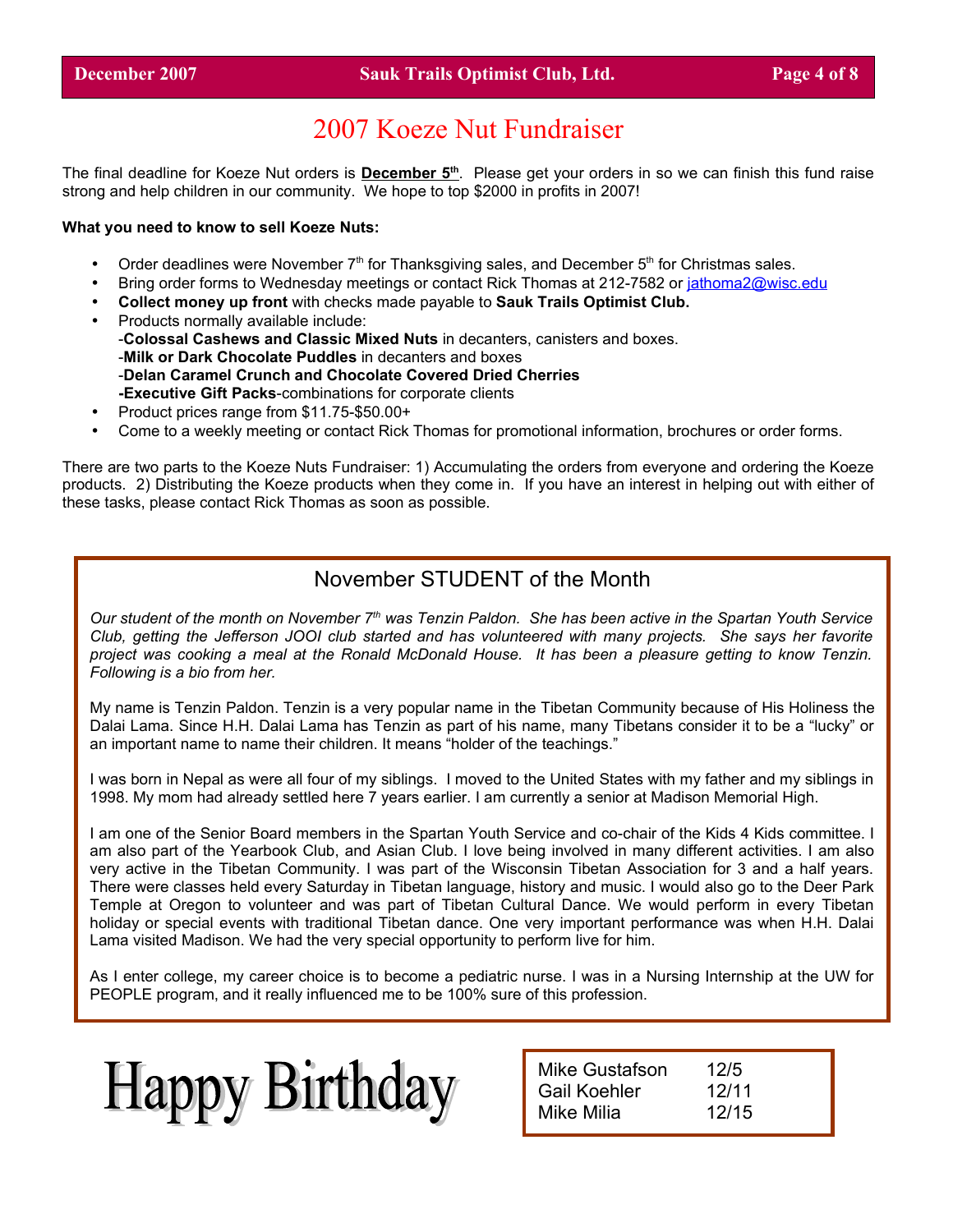# 2007 Koeze Nut Fundraiser

The final deadline for Koeze Nut orders is **December 5th**. Please get your orders in so we can finish this fund raise strong and help children in our community. We hope to top $2000 in profits in 2007!

**What you need to know to sell Koeze Nuts:**

- Order deadlines were November 7th for Thanksgiving sales, and December 5th for Christmas sales.
- Bring order forms to Wednesday meetings or contact Rick Thomas at 212-7582 or jathoma2@wisc.edu
- **Collect money up front** with checks made payable to **Sauk Trails Optimist Club.**
- Products normally available include:
  -**Colossal Cashews and Classic Mixed Nuts** in decanters, canisters and boxes.
  -**Milk or Dark Chocolate Puddles** in decanters and boxes
  -**Delan Caramel Crunch and Chocolate Covered Dried Cherries**
  **-Executive Gift Packs**-combinations for corporate clients
- Product prices range from $11.75-$50.00+
- Come to a weekly meeting or contact Rick Thomas for promotional information, brochures or order forms.

There are two parts to the Koeze Nuts Fundraiser: 1) Accumulating the orders from everyone and ordering the Koeze products. 2) Distributing the Koeze products when they come in. If you have an interest in helping out with either of these tasks, please contact Rick Thomas as soon as possible.

## November STUDENT of the Month

*Our student of the month on November 7th was Tenzin Paldon. She has been active in the Spartan Youth Service Club, getting the Jefferson JOOI club started and has volunteered with many projects. She says her favorite project was cooking a meal at the Ronald McDonald House. It has been a pleasure getting to know Tenzin. Following is a bio from her.*

My name is Tenzin Paldon. Tenzin is a very popular name in the Tibetan Community because of His Holiness the Dalai Lama. Since H.H. Dalai Lama has Tenzin as part of his name, many Tibetans consider it to be a "lucky" or an important name to name their children. It means "holder of the teachings."

I was born in Nepal as were all four of my siblings. I moved to the United States with my father and my siblings in 1998. My mom had already settled here 7 years earlier. I am currently a senior at Madison Memorial High.

I am one of the Senior Board members in the Spartan Youth Service and co-chair of the Kids 4 Kids committee. I am also part of the Yearbook Club, and Asian Club. I love being involved in many different activities. I am also very active in the Tibetan Community. I was part of the Wisconsin Tibetan Association for 3 and a half years. There were classes held every Saturday in Tibetan language, history and music. I would also go to the Deer Park Temple at Oregon to volunteer and was part of Tibetan Cultural Dance. We would perform in every Tibetan holiday or special events with traditional Tibetan dance. One very important performance was when H.H. Dalai Lama visited Madison. We had the very special opportunity to perform live for him.

As I enter college, my career choice is to become a pediatric nurse. I was in a Nursing Internship at the UW for PEOPLE program, and it really influenced me to be 100% sure of this profession.

# Happy Birthday

| Name | Date |
|---|---|
| Mike Gustafson | 12/5 |
| Gail Koehler | 12/11 |
| Mike Milia | 12/15 |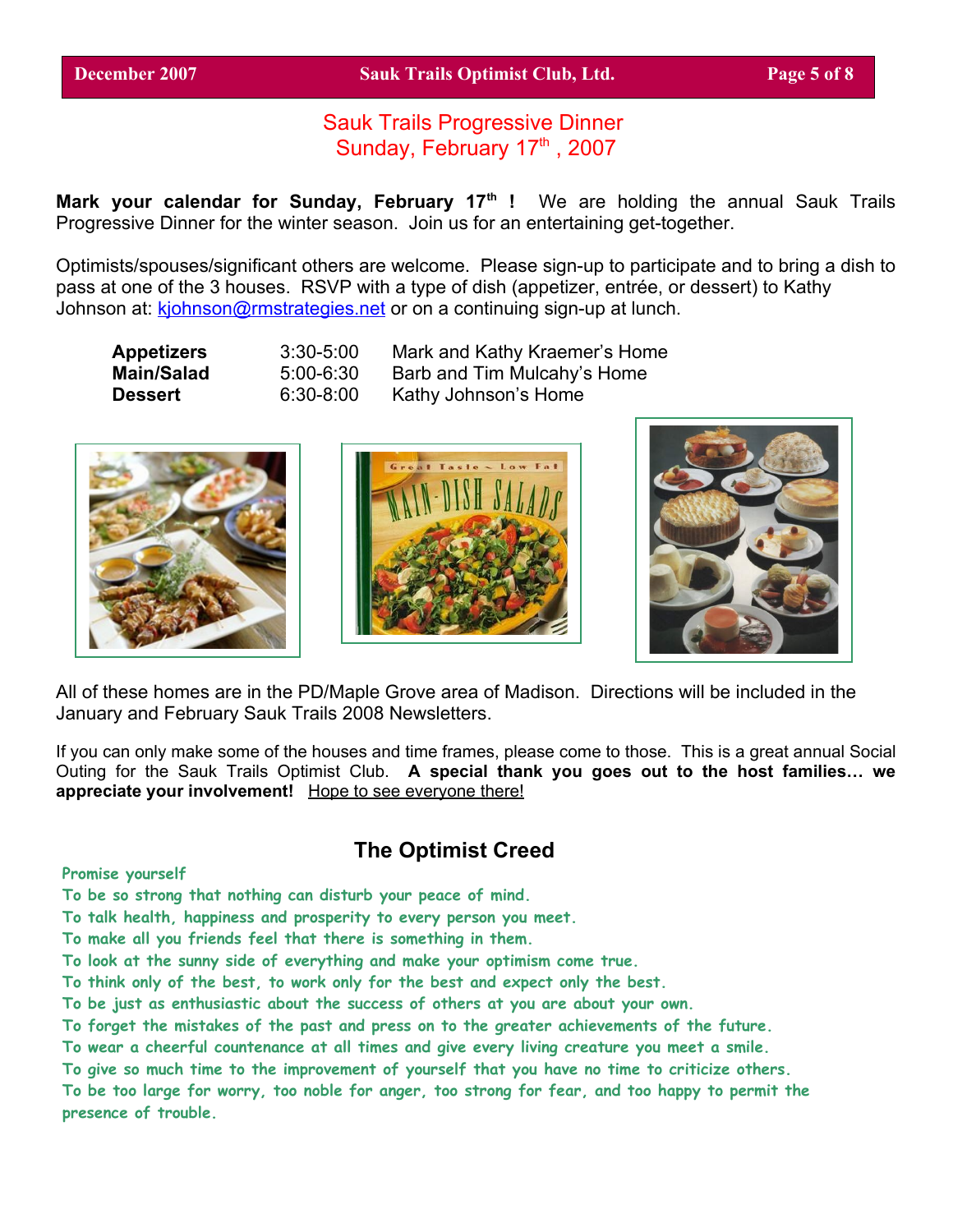## Sauk Trails Progressive Dinner
## Sunday, February 17th , 2007

**Mark your calendar for Sunday, February 17th !** We are holding the annual Sauk Trails Progressive Dinner for the winter season. Join us for an entertaining get-together.

Optimists/spouses/significant others are welcome. Please sign-up to participate and to bring a dish to pass at one of the 3 houses. RSVP with a type of dish (appetizer, entrée, or dessert) to Kathy Johnson at: kjohnson@rmstrategies.net or on a continuing sign-up at lunch.

| | | |
|---|---|---|
| **Appetizers** | 3:30-5:00 | Mark and Kathy Kraemer's Home |
| **Main/Salad** | 5:00-6:30 | Barb and Tim Mulcahy's Home |
| **Dessert** | 6:30-8:00 | Kathy Johnson's Home |

All of these homes are in the PD/Maple Grove area of Madison. Directions will be included in the January and February Sauk Trails 2008 Newsletters.

If you can only make some of the houses and time frames, please come to those. This is a great annual Social Outing for the Sauk Trails Optimist Club. **A special thank you goes out to the host families… we appreciate your involvement!** Hope to see everyone there!

## The Optimist Creed

Promise yourself
To be so strong that nothing can disturb your peace of mind.
To talk health, happiness and prosperity to every person you meet.
To make all you friends feel that there is something in them.
To look at the sunny side of everything and make your optimism come true.
To think only of the best, to work only for the best and expect only the best.
To be just as enthusiastic about the success of others at you are about your own.
To forget the mistakes of the past and press on to the greater achievements of the future.
To wear a cheerful countenance at all times and give every living creature you meet a smile.
To give so much time to the improvement of yourself that you have no time to criticize others.
To be too large for worry, too noble for anger, too strong for fear, and too happy to permit the presence of trouble.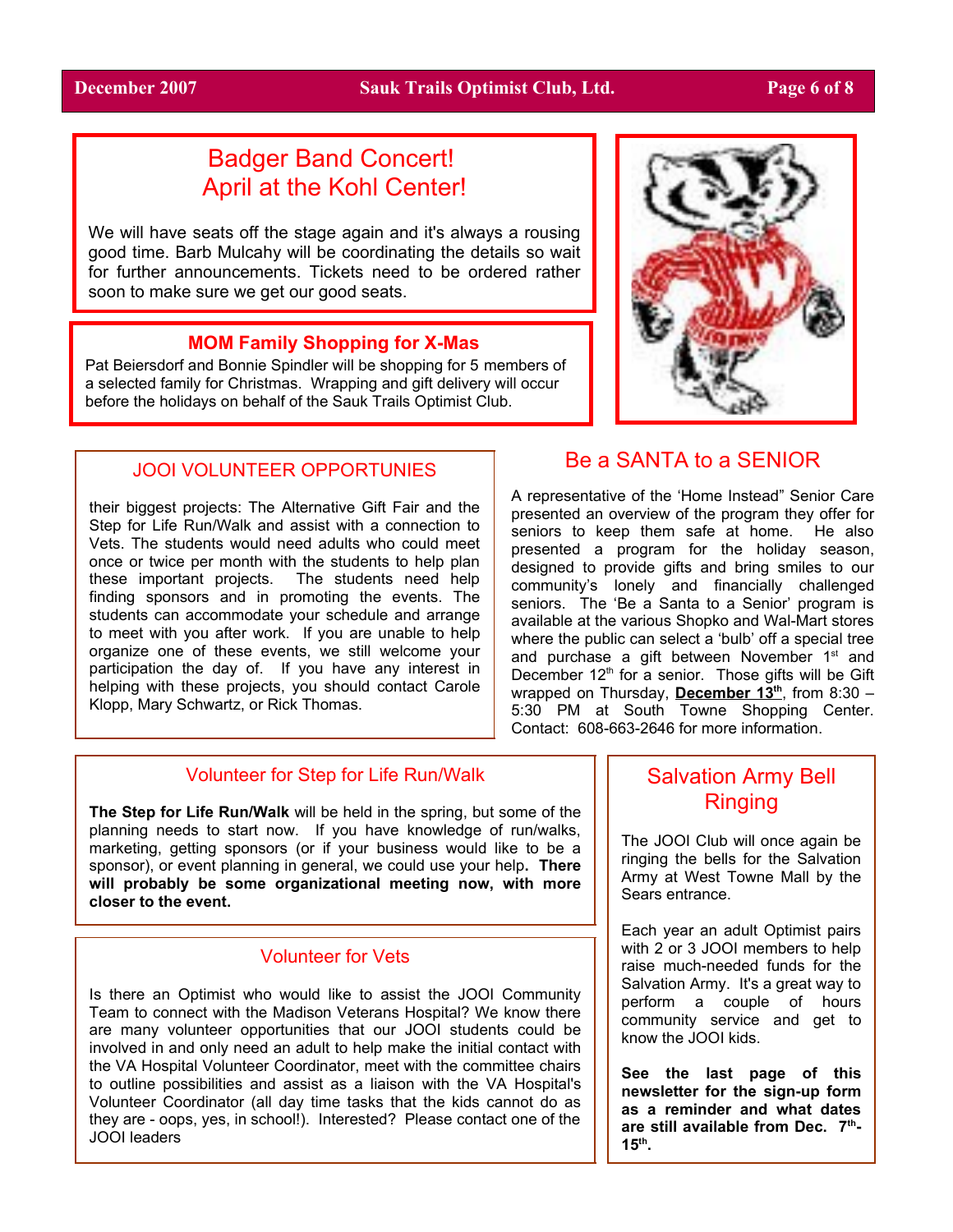## Badger Band Concert! April at the Kohl Center!

We will have seats off the stage again and it's always a rousing good time. Barb Mulcahy will be coordinating the details so wait for further announcements. Tickets need to be ordered rather soon to make sure we get our good seats.

### MOM Family Shopping for X-Mas

Pat Beiersdorf and Bonnie Spindler will be shopping for 5 members of a selected family for Christmas. Wrapping and gift delivery will occur before the holidays on behalf of the Sauk Trails Optimist Club.

## JOOI VOLUNTEER OPPORTUNIES

their biggest projects: The Alternative Gift Fair and the Step for Life Run/Walk and assist with a connection to Vets. The students would need adults who could meet once or twice per month with the students to help plan these important projects. The students need help finding sponsors and in promoting the events. The students can accommodate your schedule and arrange to meet with you after work. If you are unable to help organize one of these events, we still welcome your participation the day of. If you have any interest in helping with these projects, you should contact Carole Klopp, Mary Schwartz, or Rick Thomas.

## Be a SANTA to a SENIOR

A representative of the 'Home Instead" Senior Care presented an overview of the program they offer for seniors to keep them safe at home. He also presented a program for the holiday season, designed to provide gifts and bring smiles to our community's lonely and financially challenged seniors. The 'Be a Santa to a Senior' program is available at the various Shopko and Wal-Mart stores where the public can select a 'bulb' off a special tree and purchase a gift between November 1st and December 12th for a senior. Those gifts will be Gift wrapped on Thursday, **December 13th**, from 8:30 – 5:30 PM at South Towne Shopping Center. Contact: 608-663-2646 for more information.

## Volunteer for Step for Life Run/Walk

**The Step for Life Run/Walk** will be held in the spring, but some of the planning needs to start now. If you have knowledge of run/walks, marketing, getting sponsors (or if your business would like to be a sponsor), or event planning in general, we could use your help. **There will probably be some organizational meeting now, with more closer to the event.**

## Volunteer for Vets

Is there an Optimist who would like to assist the JOOI Community Team to connect with the Madison Veterans Hospital? We know there are many volunteer opportunities that our JOOI students could be involved in and only need an adult to help make the initial contact with the VA Hospital Volunteer Coordinator, meet with the committee chairs to outline possibilities and assist as a liaison with the VA Hospital's Volunteer Coordinator (all day time tasks that the kids cannot do as they are - oops, yes, in school!). Interested? Please contact one of the JOOI leaders

## Salvation Army Bell Ringing

The JOOI Club will once again be ringing the bells for the Salvation Army at West Towne Mall by the Sears entrance.

Each year an adult Optimist pairs with 2 or 3 JOOI members to help raise much-needed funds for the Salvation Army. It's a great way to perform a couple of hours community service and get to know the JOOI kids.

**See the last page of this newsletter for the sign-up form as a reminder and what dates are still available from Dec. 7th-15th.**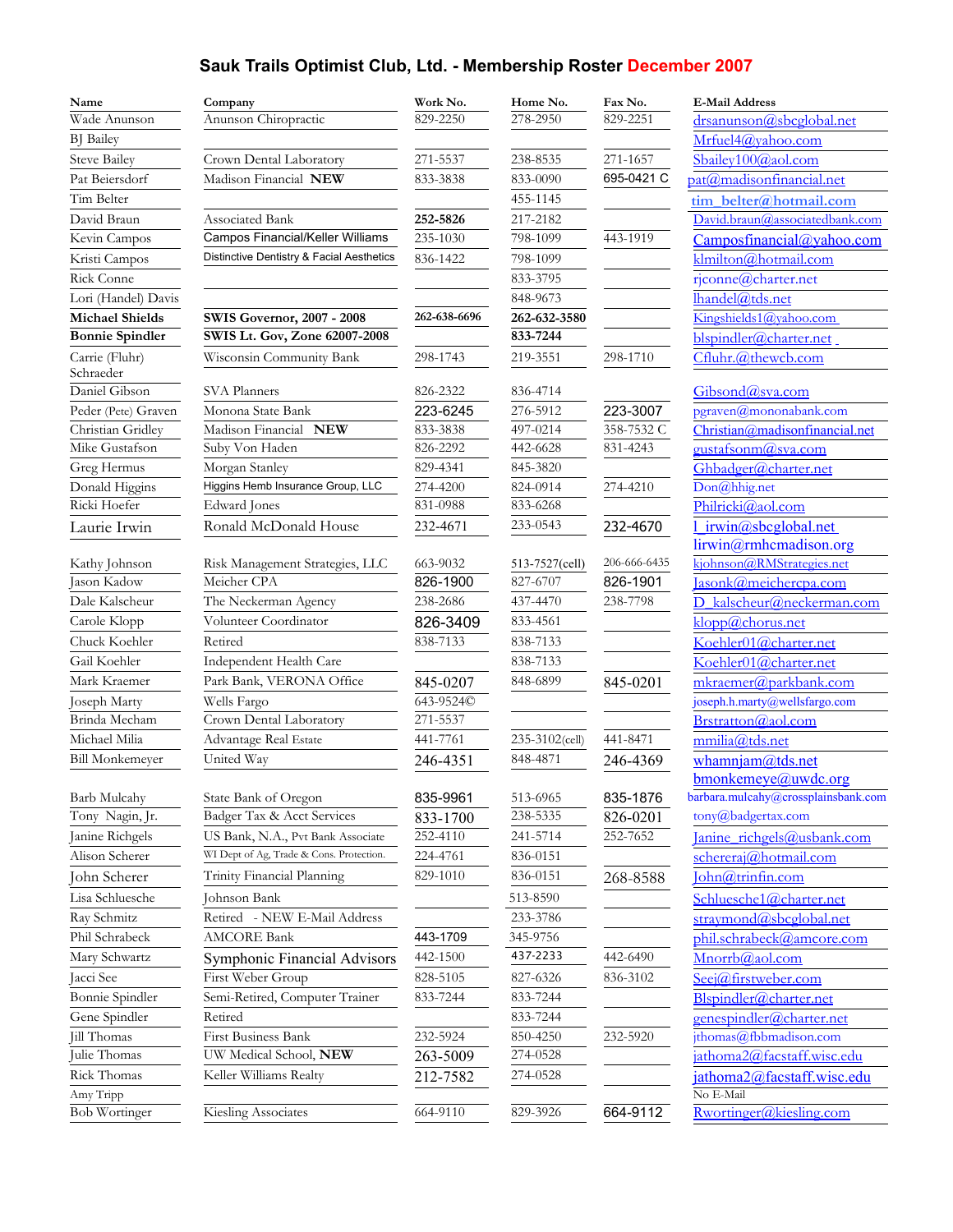# Sauk Trails Optimist Club, Ltd. - Membership Roster December 2007

| Name | Company | Work No. | Home No. | Fax No. | E-Mail Address |
|---|---|---|---|---|---|
| Wade Anunson | Anunson Chiropractic | 829-2250 | 278-2950 | 829-2251 | drsanunson@sbcglobal.net |
| BJ Bailey | | | | | Mrfuel4@yahoo.com |
| Steve Bailey | Crown Dental Laboratory | 271-5537 | 238-8535 | 271-1657 | Sbailey100@aol.com |
| Pat Beiersdorf | Madison Financial **NEW** | 833-3838 | 833-0090 | 695-0421 C | pat@madisonfinancial.net |
| Tim Belter | | | 455-1145 | | tim_belter@hotmail.com |
| David Braun | Associated Bank | **252-5826** | 217-2182 | | David.braun@associatedbank.com |
| Kevin Campos | Campos Financial/Keller Williams | 235-1030 | 798-1099 | 443-1919 | Camposfinancial@yahoo.com |
| Kristi Campos | Distinctive Dentistry & Facial Aesthetics | 836-1422 | 798-1099 | | klmilton@hotmail.com |
| Rick Conne | | | 833-3795 | | rjconne@charter.net |
| Lori (Handel) Davis | | | 848-9673 | | lhandel@tds.net |
| **Michael Shields** | **SWIS Governor, 2007 - 2008** | **262-638-6696** | **262-632-3580** | | Kingshields1@yahoo.com |
| **Bonnie Spindler** | **SWIS Lt. Gov, Zone 62007-2008** | | **833-7244** | | blspindler@charter.net |
| Carrie (Fluhr) Schraeder | Wisconsin Community Bank | 298-1743 | 219-3551 | 298-1710 | Cfluhr.@thewcb.com |
| Daniel Gibson | SVA Planners | 826-2322 | 836-4714 | | Gibsond@sva.com |
| Peder (Pete) Graven | Monona State Bank | 223-6245 | 276-5912 | 223-3007 | pgraven@mononabank.com |
| Christian Gridley | Madison Financial **NEW** | 833-3838 | 497-0214 | 358-7532 C | Christian@madisonfinancial.net |
| Mike Gustafson | Suby Von Haden | 826-2292 | 442-6628 | 831-4243 | gustafsonm@sva.com |
| Greg Hermus | Morgan Stanley | 829-4341 | 845-3820 | | Ghbadger@charter.net |
| Donald Higgins | Higgins Hemb Insurance Group, LLC | 274-4200 | 824-0914 | 274-4210 | Don@hhig.net |
| Ricki Hoefer | Edward Jones | 831-0988 | 833-6268 | | Philricki@aol.com |
| Laurie Irwin | Ronald McDonald House | 232-4671 | 233-0543 | 232-4670 | l_irwin@sbcglobal.net lirwin@rmhcmadison.org |
| Kathy Johnson | Risk Management Strategies, LLC | 663-9032 | 513-7527(cell) | 206-666-6435 | kjohnson@RMStrategies.net |
| Jason Kadow | Meicher CPA | 826-1900 | 827-6707 | 826-1901 | Jasonk@meichercpa.com |
| Dale Kalscheur | The Neckerman Agency | 238-2686 | 437-4470 | 238-7798 | D_kalscheur@neckerman.com |
| Carole Klopp | Volunteer Coordinator | 826-3409 | 833-4561 | | klopp@chorus.net |
| Chuck Koehler | Retired | 838-7133 | 838-7133 | | Koehler01@charter.net |
| Gail Koehler | Independent Health Care | | 838-7133 | | Koehler01@charter.net |
| Mark Kraemer | Park Bank, VERONA Office | 845-0207 | 848-6899 | 845-0201 | mkraemer@parkbank.com |
| Joseph Marty | Wells Fargo | 643-9524© | | | joseph.h.marty@wellsfargo.com |
| Brinda Mecham | Crown Dental Laboratory | 271-5537 | | | Brstratton@aol.com |
| Michael Milia | Advantage Real Estate | 441-7761 | 235-3102(cell) | 441-8471 | mmilia@tds.net |
| Bill Monkemeyer | United Way | 246-4351 | 848-4871 | 246-4369 | whamnjam@tds.net bmonkemeye@uwdc.org |
| Barb Mulcahy | State Bank of Oregon | 835-9961 | 513-6965 | 835-1876 | barbara.mulcahy@crossplainsbank.com |
| Tony Nagin, Jr. | Badger Tax & Acct Services | 833-1700 | 238-5335 | 826-0201 | tony@badgertax.com |
| Janine Richgels | US Bank, N.A., Pvt Bank Associate | 252-4110 | 241-5714 | 252-7652 | Janine_richgels@usbank.com |
| Alison Scherer | WI Dept of Ag, Trade & Cons. Protection. | 224-4761 | 836-0151 | | schereraj@hotmail.com |
| John Scherer | Trinity Financial Planning | 829-1010 | 836-0151 | 268-8588 | John@trinfin.com |
| Lisa Schluesche | Johnson Bank | | 513-8590 | | Schluesche1@charter.net |
| Ray Schmitz | Retired - NEW E-Mail Address | | 233-3786 | | straymond@sbcglobal.net |
| Phil Schrabeck | AMCORE Bank | 443-1709 | 345-9756 | | phil.schrabeck@amcore.com |
| Mary Schwartz | Symphonic Financial Advisors | 442-1500 | 437-2233 | 442-6490 | Mnorrb@aol.com |
| Jacci See | First Weber Group | 828-5105 | 827-6326 | 836-3102 | Seej@firstweber.com |
| Bonnie Spindler | Semi-Retired, Computer Trainer | 833-7244 | 833-7244 | | Blspindler@charter.net |
| Gene Spindler | Retired | | 833-7244 | | genespindler@charter.net |
| Jill Thomas | First Business Bank | 232-5924 | 850-4250 | 232-5920 | jthomas@fbbmadison.com |
| Julie Thomas | UW Medical School, **NEW** | 263-5009 | 274-0528 | | jathoma2@facstaff.wisc.edu |
| Rick Thomas | Keller Williams Realty | 212-7582 | 274-0528 | | jathoma2@facstaff.wisc.edu |
| Amy Tripp | | | | | No E-Mail |
| Bob Wortinger | Kiesling Associates | 664-9110 | 829-3926 | 664-9112 | Rwortinger@kiesling.com |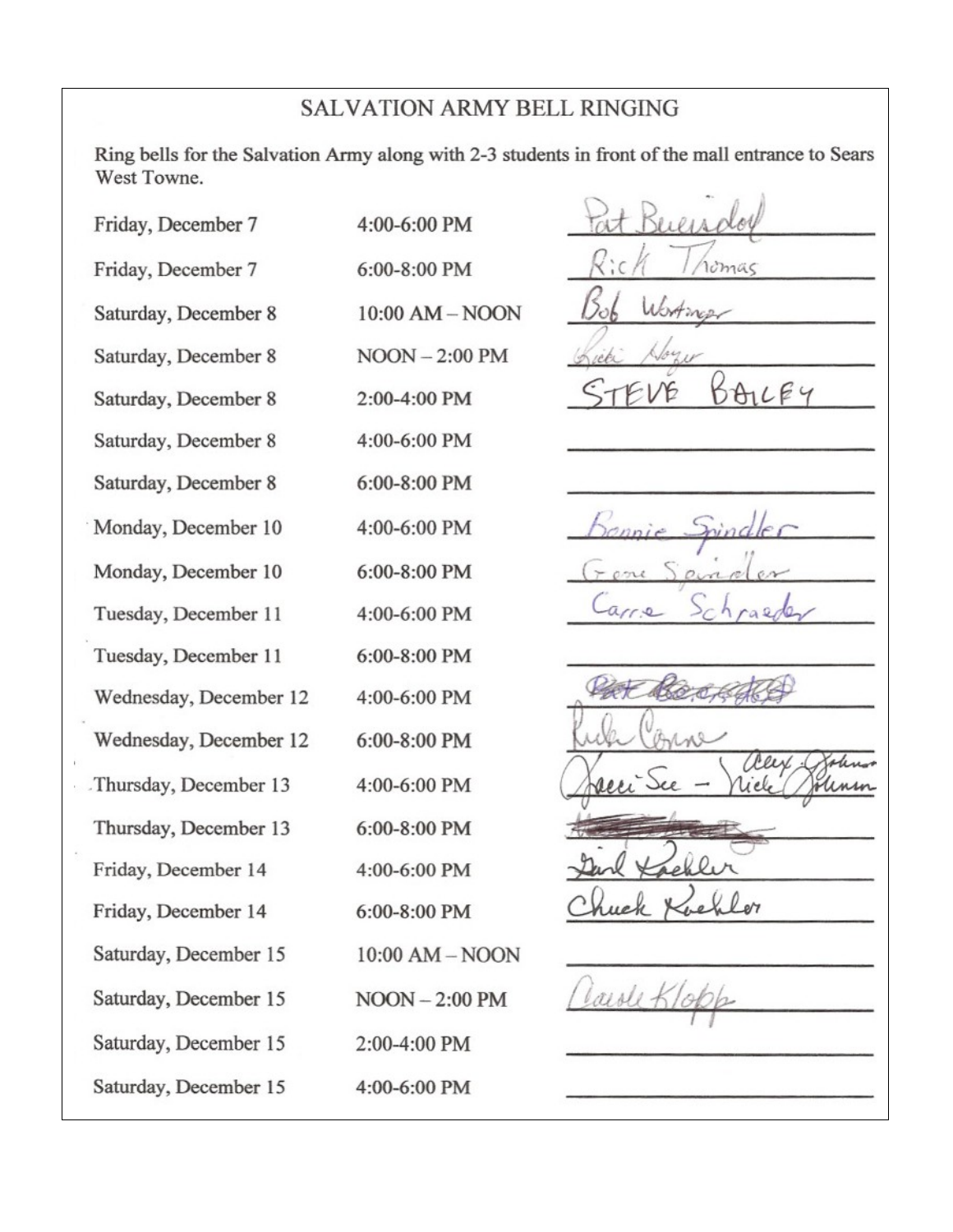# SALVATION ARMY BELL RINGING

Ring bells for the Salvation Army along with 2-3 students in front of the mall entrance to Sears West Towne.

| | | |
|---|---|---|
| Friday, December 7 | 4:00-6:00 PM | Pat Bueisdorf |
| Friday, December 7 | 6:00-8:00 PM | Rick Thomas |
| Saturday, December 8 | 10:00 AM – NOON | Bob Wortinger |
| Saturday, December 8 | NOON – 2:00 PM | Vicki Hoyer |
| Saturday, December 8 | 2:00-4:00 PM | STEVE BAILEY |
| Saturday, December 8 | 4:00-6:00 PM | |
| Saturday, December 8 | 6:00-8:00 PM | |
| Monday, December 10 | 4:00-6:00 PM | Bonnie Spindler |
| Monday, December 10 | 6:00-8:00 PM | Gene Spindler |
| Tuesday, December 11 | 4:00-6:00 PM | Carrie Schraeder |
| Tuesday, December 11 | 6:00-8:00 PM | |
| Wednesday, December 12 | 4:00-6:00 PM | ~~Pat Bueisdorf~~ |
| Wednesday, December 12 | 6:00-8:00 PM | Rick Conne |
| Thursday, December 13 | 4:00-6:00 PM | Jacci See – Alex Johnson, Nick Johnson |
| Thursday, December 13 | 6:00-8:00 PM | ~~(crossed out)~~ |
| Friday, December 14 | 4:00-6:00 PM | Gail Koehler |
| Friday, December 14 | 6:00-8:00 PM | Chuck Koehler |
| Saturday, December 15 | 10:00 AM – NOON | |
| Saturday, December 15 | NOON – 2:00 PM | Carole Klopp |
| Saturday, December 15 | 2:00-4:00 PM | |
| Saturday, December 15 | 4:00-6:00 PM | |